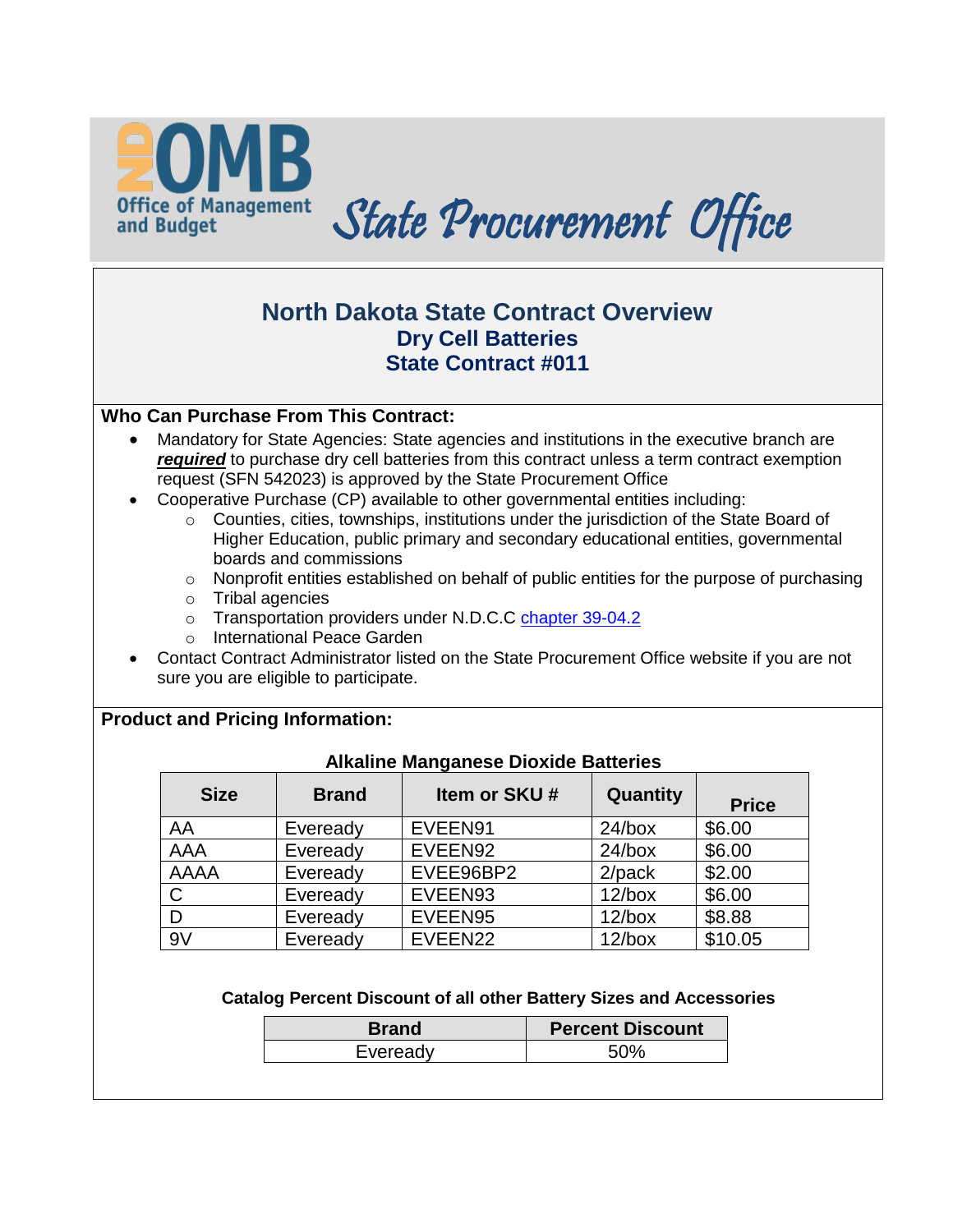**ND OMB Office of Management and Budget** *State Procurement Office*

# North Dakota State Contract Overview

## Dry Cell Batteries

## State Contract #011

### Who Can Purchase From This Contract:

- Mandatory for State Agencies: State agencies and institutions in the executive branch are ***required*** to purchase dry cell batteries from this contract unless a term contract exemption request (SFN 542023) is approved by the State Procurement Office
- Cooperative Purchase (CP) available to other governmental entities including:
  - Counties, cities, townships, institutions under the jurisdiction of the State Board of Higher Education, public primary and secondary educational entities, governmental boards and commissions
  - Nonprofit entities established on behalf of public entities for the purpose of purchasing
  - Tribal agencies
  - Transportation providers under N.D.C.C chapter 39-04.2
  - International Peace Garden
- Contact Contract Administrator listed on the State Procurement Office website if you are not sure you are eligible to participate.

### Product and Pricing Information:

**Alkaline Manganese Dioxide Batteries**

| Size | Brand | Item or SKU # | Quantity | Price |
|---|---|---|---|---|
| AA | Eveready | EVEEN91 | 24/box | $6.00 |
| AAA | Eveready | EVEEN92 | 24/box | $6.00 |
| AAAA | Eveready | EVEE96BP2 | 2/pack | $2.00 |
| C | Eveready | EVEEN93 | 12/box | $6.00 |
| D | Eveready | EVEEN95 | 12/box | $8.88 |
| 9V | Eveready | EVEEN22 | 12/box | $10.05 |

**Catalog Percent Discount of all other Battery Sizes and Accessories**

| Brand | Percent Discount |
|---|---|
| Eveready | 50% |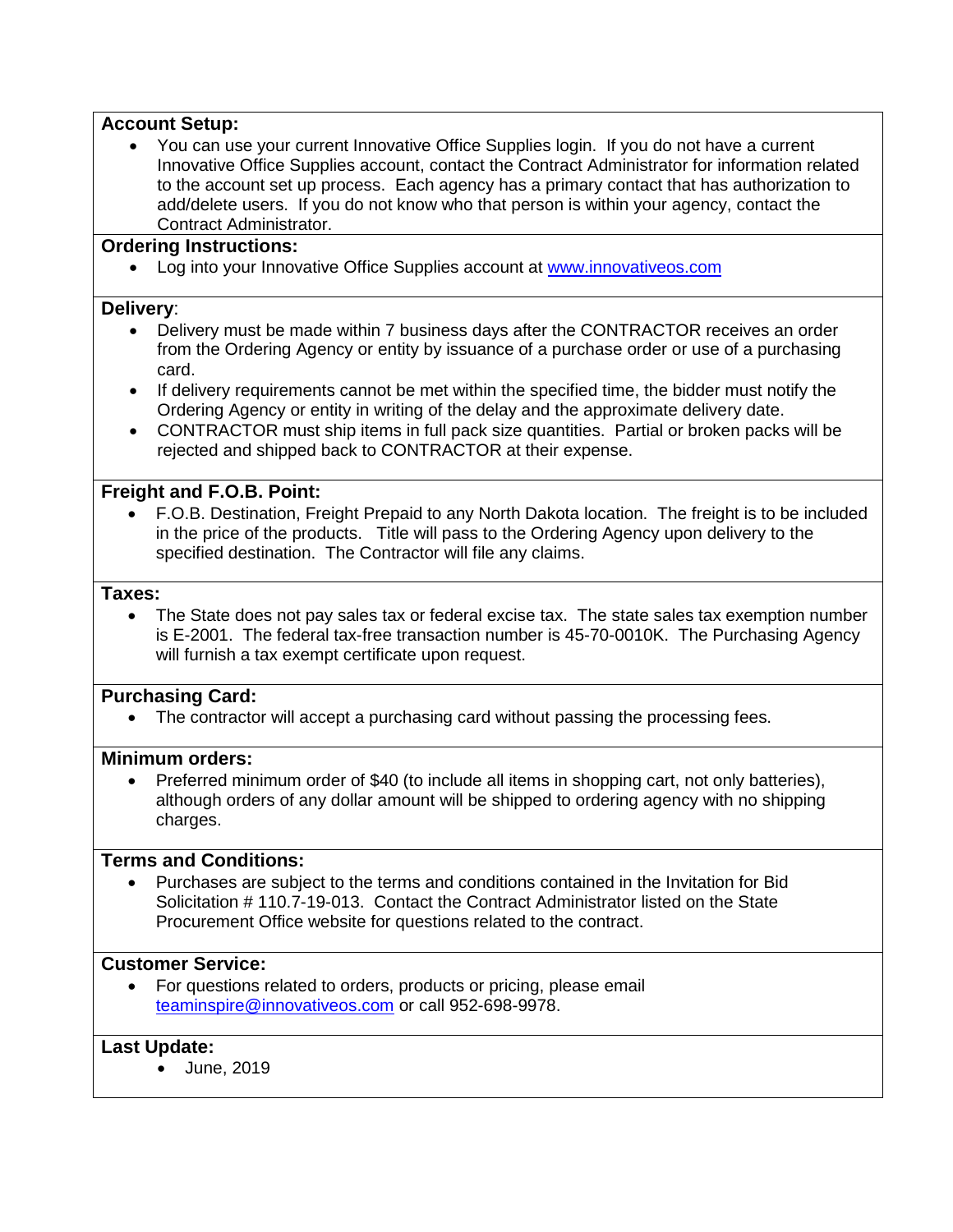**Account Setup:**

- You can use your current Innovative Office Supplies login. If you do not have a current Innovative Office Supplies account, contact the Contract Administrator for information related to the account set up process. Each agency has a primary contact that has authorization to add/delete users. If you do not know who that person is within your agency, contact the Contract Administrator.

**Ordering Instructions:**

- Log into your Innovative Office Supplies account at [www.innovativeos.com](http://www.innovativeos.com)

**Delivery**:

- Delivery must be made within 7 business days after the CONTRACTOR receives an order from the Ordering Agency or entity by issuance of a purchase order or use of a purchasing card.
- If delivery requirements cannot be met within the specified time, the bidder must notify the Ordering Agency or entity in writing of the delay and the approximate delivery date.
- CONTRACTOR must ship items in full pack size quantities. Partial or broken packs will be rejected and shipped back to CONTRACTOR at their expense.

**Freight and F.O.B. Point:**

- F.O.B. Destination, Freight Prepaid to any North Dakota location. The freight is to be included in the price of the products. Title will pass to the Ordering Agency upon delivery to the specified destination. The Contractor will file any claims.

**Taxes:**

- The State does not pay sales tax or federal excise tax. The state sales tax exemption number is E-2001. The federal tax-free transaction number is 45-70-0010K. The Purchasing Agency will furnish a tax exempt certificate upon request.

**Purchasing Card:**

- The contractor will accept a purchasing card without passing the processing fees.

**Minimum orders:**

- Preferred minimum order of $40 (to include all items in shopping cart, not only batteries), although orders of any dollar amount will be shipped to ordering agency with no shipping charges.

**Terms and Conditions:**

- Purchases are subject to the terms and conditions contained in the Invitation for Bid Solicitation # 110.7-19-013. Contact the Contract Administrator listed on the State Procurement Office website for questions related to the contract.

**Customer Service:**

- For questions related to orders, products or pricing, please email [teaminspire@innovativeos.com](mailto:teaminspire@innovativeos.com) or call 952-698-9978.

**Last Update:**

- June, 2019